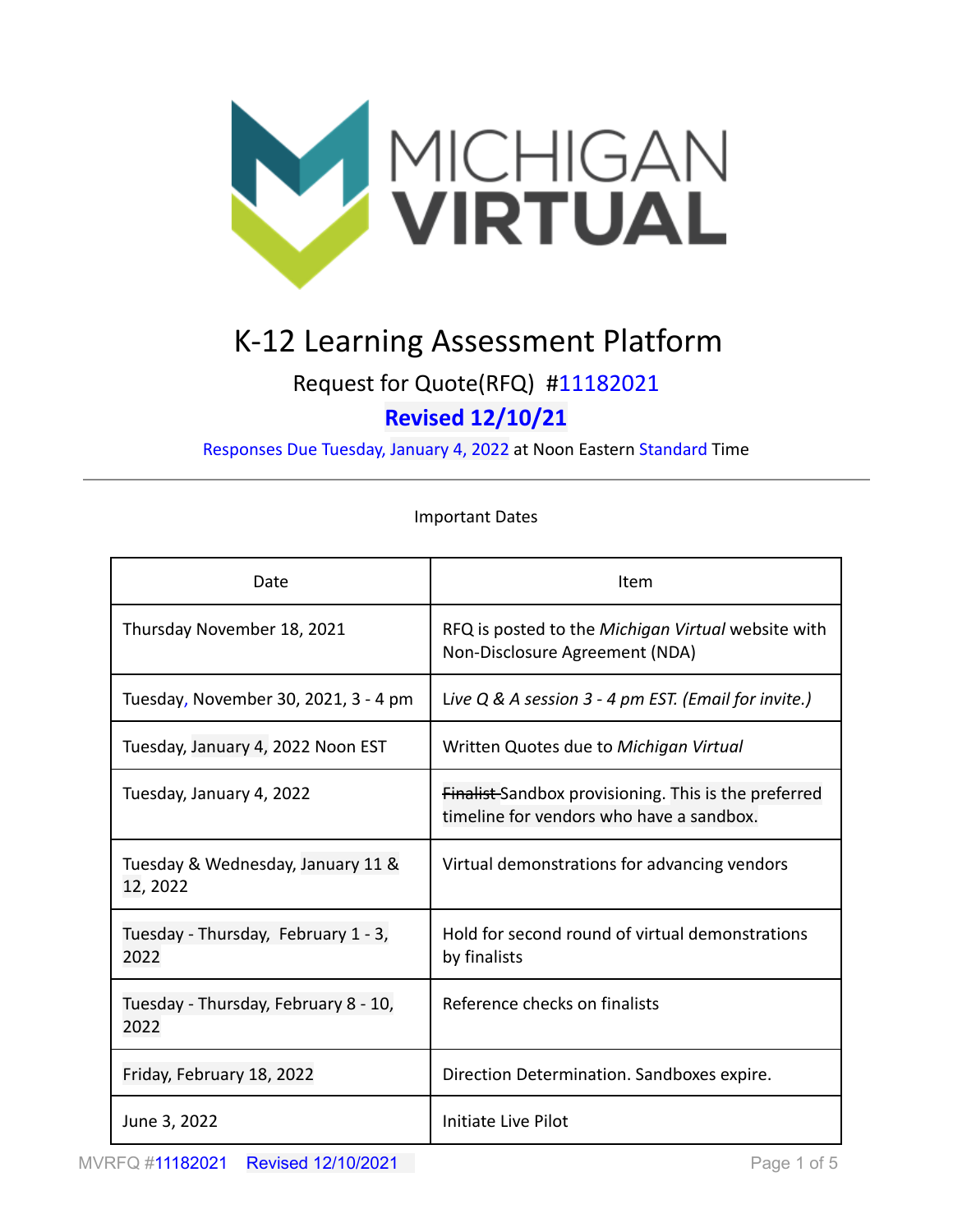# K-12 Learning Assessment Platform

## Request for Quote(RFQ) #11182021

## **Revised 12/10/21**

Responses Due Tuesday, January 4, 2022 at Noon Eastern Standard Time

---

Important Dates

| Date | Item |
|---|---|
| Thursday November 18, 2021 | RFQ is posted to the *Michigan Virtual* website with Non-Disclosure Agreement (NDA) |
| Tuesday, November 30, 2021, 3 - 4 pm | *Live Q & A session 3 - 4 pm EST. (Email for invite.)* |
| Tuesday, January 4, 2022 Noon EST | Written Quotes due to *Michigan Virtual* |
| Tuesday, January 4, 2022 | ~~Finalist~~ Sandbox provisioning. This is the preferred timeline for vendors who have a sandbox. |
| Tuesday & Wednesday, January 11 & 12, 2022 | Virtual demonstrations for advancing vendors |
| Tuesday - Thursday, February 1 - 3, 2022 | Hold for second round of virtual demonstrations by finalists |
| Tuesday - Thursday, February 8 - 10, 2022 | Reference checks on finalists |
| Friday, February 18, 2022 | Direction Determination. Sandboxes expire. |
| June 3, 2022 | Initiate Live Pilot |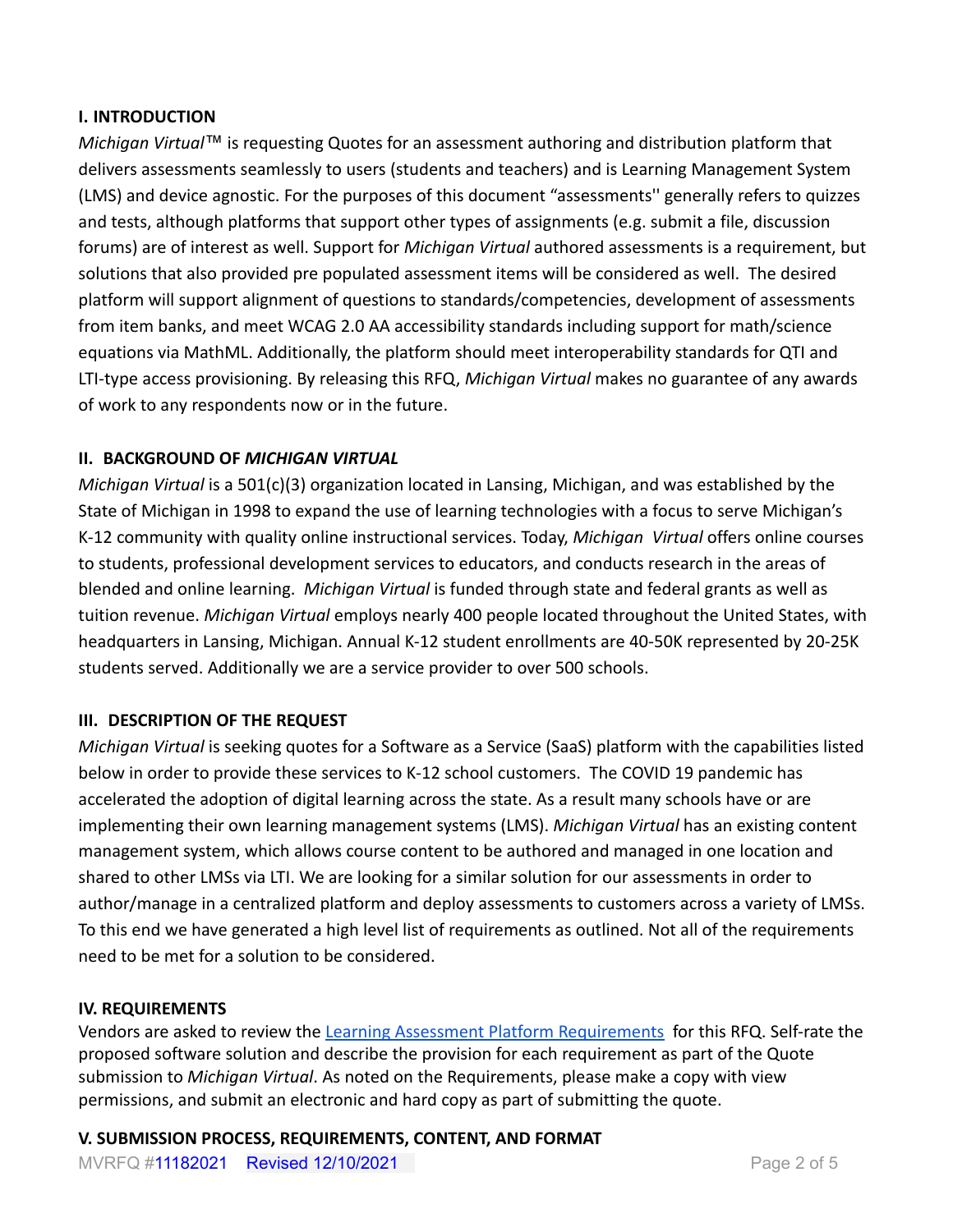## I. INTRODUCTION

*Michigan Virtual*™ is requesting Quotes for an assessment authoring and distribution platform that delivers assessments seamlessly to users (students and teachers) and is Learning Management System (LMS) and device agnostic. For the purposes of this document "assessments'' generally refers to quizzes and tests, although platforms that support other types of assignments (e.g. submit a file, discussion forums) are of interest as well. Support for *Michigan Virtual* authored assessments is a requirement, but solutions that also provided pre populated assessment items will be considered as well. The desired platform will support alignment of questions to standards/competencies, development of assessments from item banks, and meet WCAG 2.0 AA accessibility standards including support for math/science equations via MathML. Additionally, the platform should meet interoperability standards for QTI and LTI-type access provisioning. By releasing this RFQ, *Michigan Virtual* makes no guarantee of any awards of work to any respondents now or in the future.

## II. BACKGROUND OF *MICHIGAN VIRTUAL*

*Michigan Virtual* is a 501(c)(3) organization located in Lansing, Michigan, and was established by the State of Michigan in 1998 to expand the use of learning technologies with a focus to serve Michigan's K-12 community with quality online instructional services. Today, *Michigan Virtual* offers online courses to students, professional development services to educators, and conducts research in the areas of blended and online learning. *Michigan Virtual* is funded through state and federal grants as well as tuition revenue. *Michigan Virtual* employs nearly 400 people located throughout the United States, with headquarters in Lansing, Michigan. Annual K-12 student enrollments are 40-50K represented by 20-25K students served. Additionally we are a service provider to over 500 schools.

## III. DESCRIPTION OF THE REQUEST

*Michigan Virtual* is seeking quotes for a Software as a Service (SaaS) platform with the capabilities listed below in order to provide these services to K-12 school customers. The COVID 19 pandemic has accelerated the adoption of digital learning across the state. As a result many schools have or are implementing their own learning management systems (LMS). *Michigan Virtual* has an existing content management system, which allows course content to be authored and managed in one location and shared to other LMSs via LTI. We are looking for a similar solution for our assessments in order to author/manage in a centralized platform and deploy assessments to customers across a variety of LMSs. To this end we have generated a high level list of requirements as outlined. Not all of the requirements need to be met for a solution to be considered.

## IV. REQUIREMENTS

Vendors are asked to review the Learning Assessment Platform Requirements for this RFQ. Self-rate the proposed software solution and describe the provision for each requirement as part of the Quote submission to *Michigan Virtual*. As noted on the Requirements, please make a copy with view permissions, and submit an electronic and hard copy as part of submitting the quote.

## V. SUBMISSION PROCESS, REQUIREMENTS, CONTENT, AND FORMAT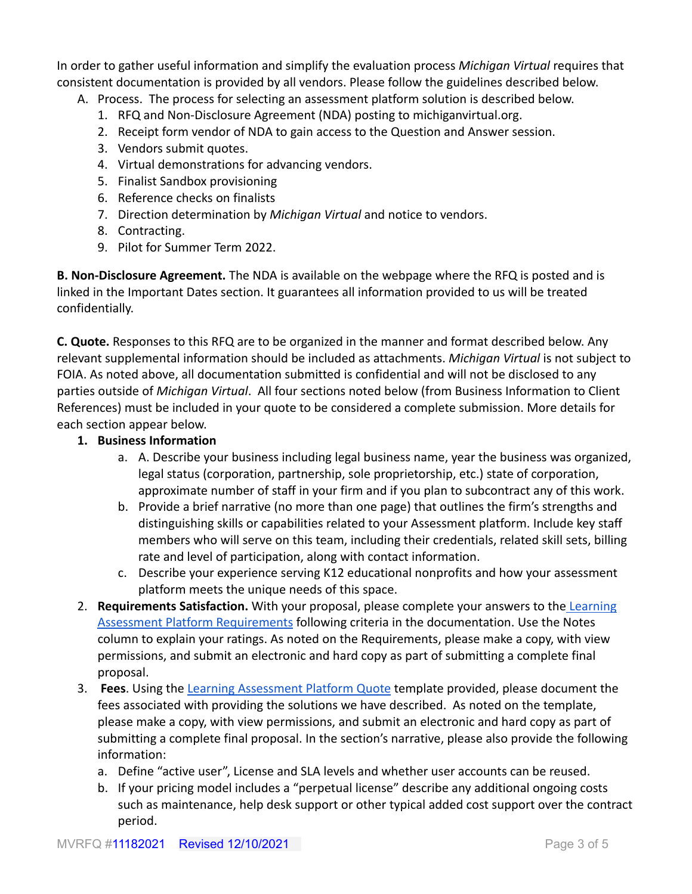In order to gather useful information and simplify the evaluation process *Michigan Virtual* requires that consistent documentation is provided by all vendors. Please follow the guidelines described below.

A. Process. The process for selecting an assessment platform solution is described below.
   1. RFQ and Non-Disclosure Agreement (NDA) posting to michiganvirtual.org.
   2. Receipt form vendor of NDA to gain access to the Question and Answer session.
   3. Vendors submit quotes.
   4. Virtual demonstrations for advancing vendors.
   5. Finalist Sandbox provisioning
   6. Reference checks on finalists
   7. Direction determination by *Michigan Virtual* and notice to vendors.
   8. Contracting.
   9. Pilot for Summer Term 2022.

**B. Non-Disclosure Agreement.** The NDA is available on the webpage where the RFQ is posted and is linked in the Important Dates section. It guarantees all information provided to us will be treated confidentially.

**C. Quote.** Responses to this RFQ are to be organized in the manner and format described below. Any relevant supplemental information should be included as attachments. *Michigan Virtual* is not subject to FOIA. As noted above, all documentation submitted is confidential and will not be disclosed to any parties outside of *Michigan Virtual*. All four sections noted below (from Business Information to Client References) must be included in your quote to be considered a complete submission. More details for each section appear below.

1. **Business Information**
   a. A. Describe your business including legal business name, year the business was organized, legal status (corporation, partnership, sole proprietorship, etc.) state of corporation, approximate number of staff in your firm and if you plan to subcontract any of this work.
   b. Provide a brief narrative (no more than one page) that outlines the firm's strengths and distinguishing skills or capabilities related to your Assessment platform. Include key staff members who will serve on this team, including their credentials, related skill sets, billing rate and level of participation, along with contact information.
   c. Describe your experience serving K12 educational nonprofits and how your assessment platform meets the unique needs of this space.
2. **Requirements Satisfaction.** With your proposal, please complete your answers to the [Learning Assessment Platform Requirements] following criteria in the documentation. Use the Notes column to explain your ratings. As noted on the Requirements, please make a copy, with view permissions, and submit an electronic and hard copy as part of submitting a complete final proposal.
3. **Fees**. Using the [Learning Assessment Platform Quote] template provided, please document the fees associated with providing the solutions we have described. As noted on the template, please make a copy, with view permissions, and submit an electronic and hard copy as part of submitting a complete final proposal. In the section's narrative, please also provide the following information:
   a. Define "active user", License and SLA levels and whether user accounts can be reused.
   b. If your pricing model includes a "perpetual license" describe any additional ongoing costs such as maintenance, help desk support or other typical added cost support over the contract period.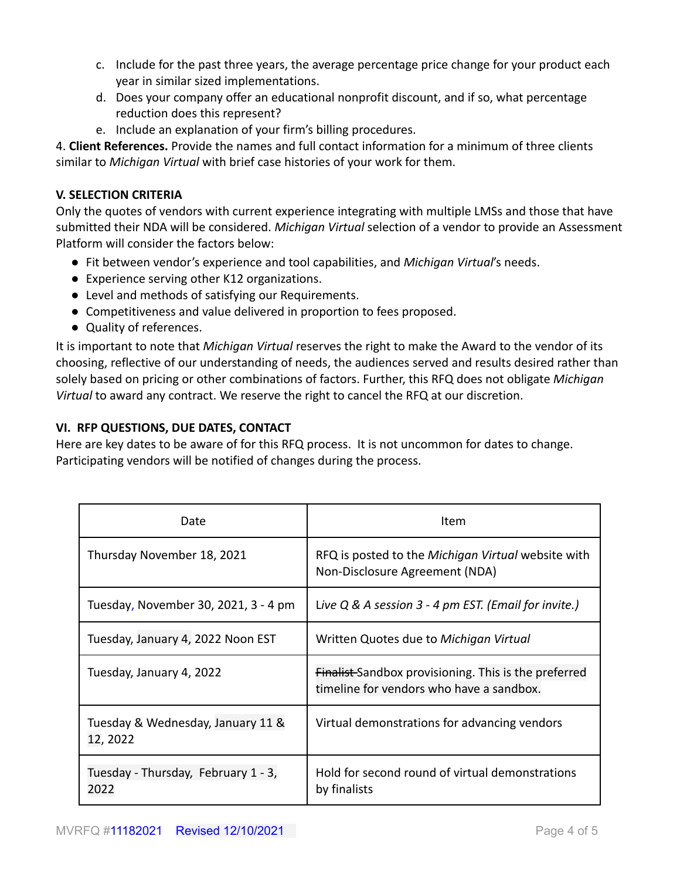c. Include for the past three years, the average percentage price change for your product each year in similar sized implementations.
d. Does your company offer an educational nonprofit discount, and if so, what percentage reduction does this represent?
e. Include an explanation of your firm's billing procedures.

4. **Client References.** Provide the names and full contact information for a minimum of three clients similar to *Michigan Virtual* with brief case histories of your work for them.

### V. SELECTION CRITERIA

Only the quotes of vendors with current experience integrating with multiple LMSs and those that have submitted their NDA will be considered. *Michigan Virtual* selection of a vendor to provide an Assessment Platform will consider the factors below:

- Fit between vendor's experience and tool capabilities, and *Michigan Virtual*'s needs.
- Experience serving other K12 organizations.
- Level and methods of satisfying our Requirements.
- Competitiveness and value delivered in proportion to fees proposed.
- Quality of references.

It is important to note that *Michigan Virtual* reserves the right to make the Award to the vendor of its choosing, reflective of our understanding of needs, the audiences served and results desired rather than solely based on pricing or other combinations of factors. Further, this RFQ does not obligate *Michigan Virtual* to award any contract. We reserve the right to cancel the RFQ at our discretion.

### VI. RFP QUESTIONS, DUE DATES, CONTACT

Here are key dates to be aware of for this RFQ process. It is not uncommon for dates to change. Participating vendors will be notified of changes during the process.

| Date | Item |
|---|---|
| Thursday November 18, 2021 | RFQ is posted to the *Michigan Virtual* website with Non-Disclosure Agreement (NDA) |
| Tuesday, November 30, 2021, 3 - 4 pm | *Live Q & A session 3 - 4 pm EST. (Email for invite.)* |
| Tuesday, January 4, 2022 Noon EST | Written Quotes due to *Michigan Virtual* |
| Tuesday, January 4, 2022 | ~~Finalist~~ Sandbox provisioning. This is the preferred timeline for vendors who have a sandbox. |
| Tuesday & Wednesday, January 11 & 12, 2022 | Virtual demonstrations for advancing vendors |
| Tuesday - Thursday, February 1 - 3, 2022 | Hold for second round of virtual demonstrations by finalists |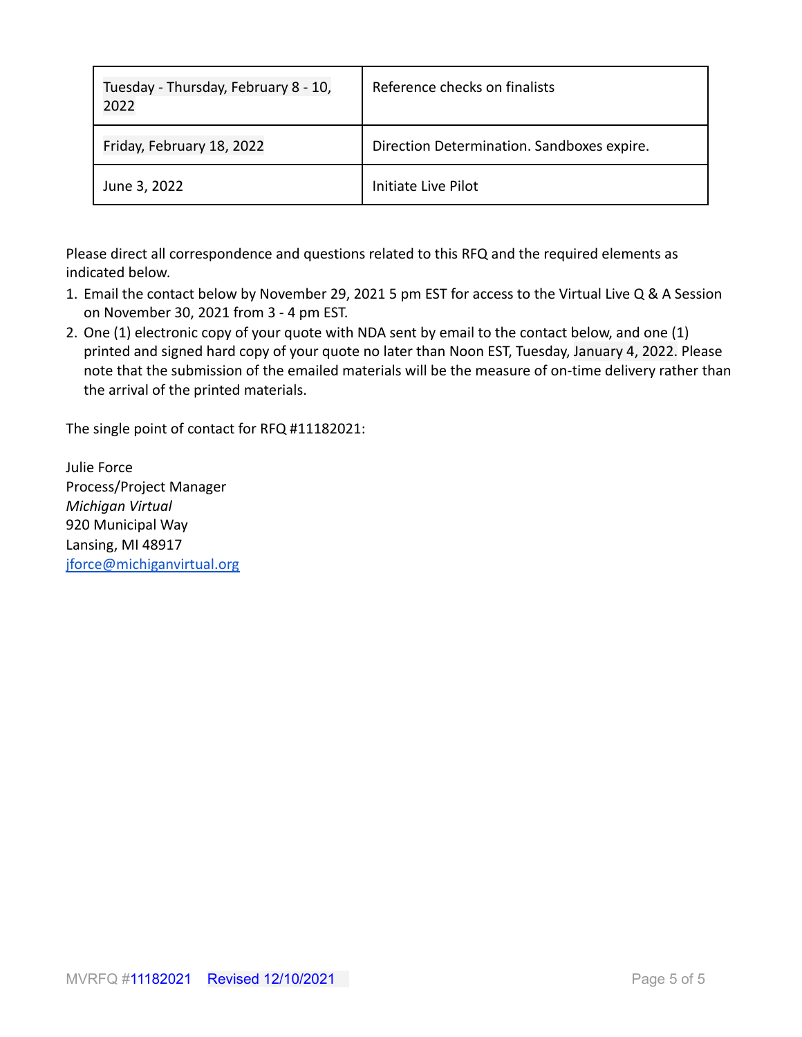| | |
|---|---|
| Tuesday - Thursday, February 8 - 10, 2022 | Reference checks on finalists |
| Friday, February 18, 2022 | Direction Determination. Sandboxes expire. |
| June 3, 2022 | Initiate Live Pilot |

Please direct all correspondence and questions related to this RFQ and the required elements as indicated below.

1. Email the contact below by November 29, 2021 5 pm EST for access to the Virtual Live Q & A Session on November 30, 2021 from 3 - 4 pm EST.
2. One (1) electronic copy of your quote with NDA sent by email to the contact below, and one (1) printed and signed hard copy of your quote no later than Noon EST, Tuesday, January 4, 2022. Please note that the submission of the emailed materials will be the measure of on-time delivery rather than the arrival of the printed materials.

The single point of contact for RFQ #11182021:

Julie Force
Process/Project Manager
*Michigan Virtual*
920 Municipal Way
Lansing, MI 48917
jforce@michiganvirtual.org